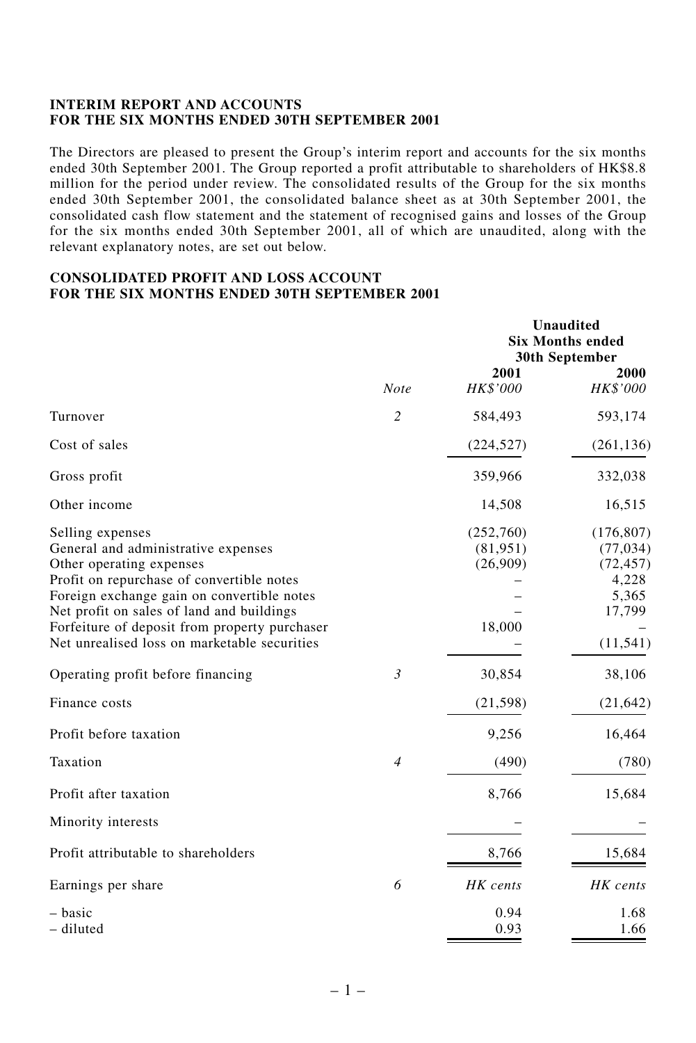**INTERIM REPORT AND ACCOUNTS**
**FOR THE SIX MONTHS ENDED 30TH SEPTEMBER 2001**

The Directors are pleased to present the Group's interim report and accounts for the six months ended 30th September 2001. The Group reported a profit attributable to shareholders of HK$8.8 million for the period under review. The consolidated results of the Group for the six months ended 30th September 2001, the consolidated balance sheet as at 30th September 2001, the consolidated cash flow statement and the statement of recognised gains and losses of the Group for the six months ended 30th September 2001, all of which are unaudited, along with the relevant explanatory notes, are set out below.

**CONSOLIDATED PROFIT AND LOSS ACCOUNT**
**FOR THE SIX MONTHS ENDED 30TH SEPTEMBER 2001**

| | | **Unaudited Six Months ended 30th September** | |
|---|---|---|---|
| | *Note* | **2001** *HK$'000* | **2000** *HK$'000* |
| Turnover | *2* | 584,493 | 593,174 |
| Cost of sales | | (224,527) | (261,136) |
| Gross profit | | 359,966 | 332,038 |
| Other income | | 14,508 | 16,515 |
| Selling expenses | | (252,760) | (176,807) |
| General and administrative expenses | | (81,951) | (77,034) |
| Other operating expenses | | (26,909) | (72,457) |
| Profit on repurchase of convertible notes | | – | 4,228 |
| Foreign exchange gain on convertible notes | | – | 5,365 |
| Net profit on sales of land and buildings | | – | 17,799 |
| Forfeiture of deposit from property purchaser | | 18,000 | – |
| Net unrealised loss on marketable securities | | – | (11,541) |
| Operating profit before financing | *3* | 30,854 | 38,106 |
| Finance costs | | (21,598) | (21,642) |
| Profit before taxation | | 9,256 | 16,464 |
| Taxation | *4* | (490) | (780) |
| Profit after taxation | | 8,766 | 15,684 |
| Minority interests | | – | – |
| Profit attributable to shareholders | | 8,766 | 15,684 |
| Earnings per share | *6* | *HK cents* | *HK cents* |
| – basic | | 0.94 | 1.68 |
| – diluted | | 0.93 | 1.66 |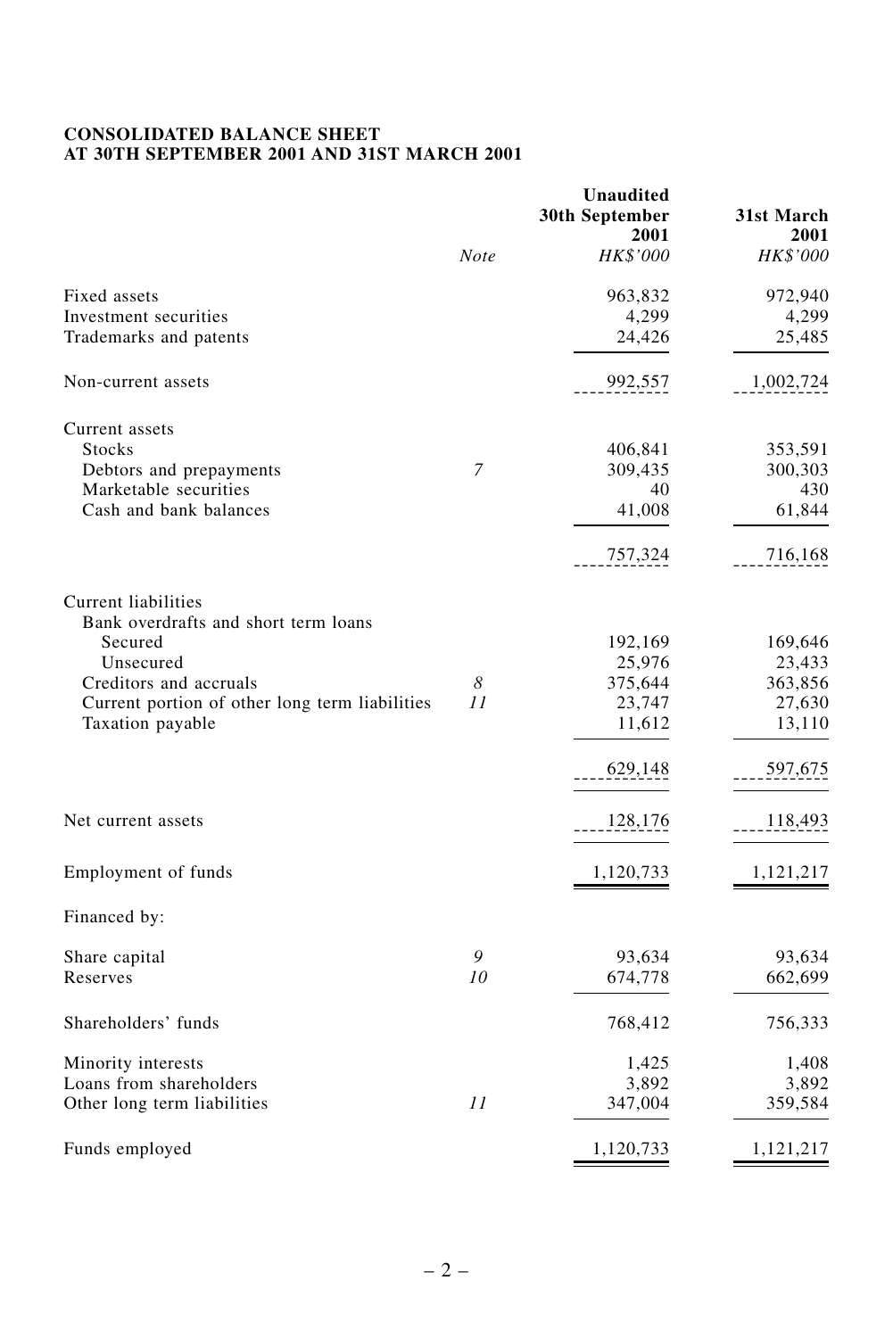**CONSOLIDATED BALANCE SHEET**
**AT 30TH SEPTEMBER 2001 AND 31ST MARCH 2001**

| | *Note* | **Unaudited 30th September 2001** *HK$'000* | **31st March 2001** *HK$'000* |
|---|---|---|---|
| Fixed assets | | 963,832 | 972,940 |
| Investment securities | | 4,299 | 4,299 |
| Trademarks and patents | | 24,426 | 25,485 |
| Non-current assets | | 992,557 | 1,002,724 |
| Current assets | | | |
| Stocks | | 406,841 | 353,591 |
| Debtors and prepayments | *7* | 309,435 | 300,303 |
| Marketable securities | | 40 | 430 |
| Cash and bank balances | | 41,008 | 61,844 |
| | | 757,324 | 716,168 |
| Current liabilities | | | |
| Bank overdrafts and short term loans | | | |
| Secured | | 192,169 | 169,646 |
| Unsecured | | 25,976 | 23,433 |
| Creditors and accruals | *8* | 375,644 | 363,856 |
| Current portion of other long term liabilities | *11* | 23,747 | 27,630 |
| Taxation payable | | 11,612 | 13,110 |
| | | 629,148 | 597,675 |
| Net current assets | | 128,176 | 118,493 |
| Employment of funds | | 1,120,733 | 1,121,217 |
| Financed by: | | | |
| Share capital | *9* | 93,634 | 93,634 |
| Reserves | *10* | 674,778 | 662,699 |
| Shareholders' funds | | 768,412 | 756,333 |
| Minority interests | | 1,425 | 1,408 |
| Loans from shareholders | | 3,892 | 3,892 |
| Other long term liabilities | *11* | 347,004 | 359,584 |
| Funds employed | | 1,120,733 | 1,121,217 |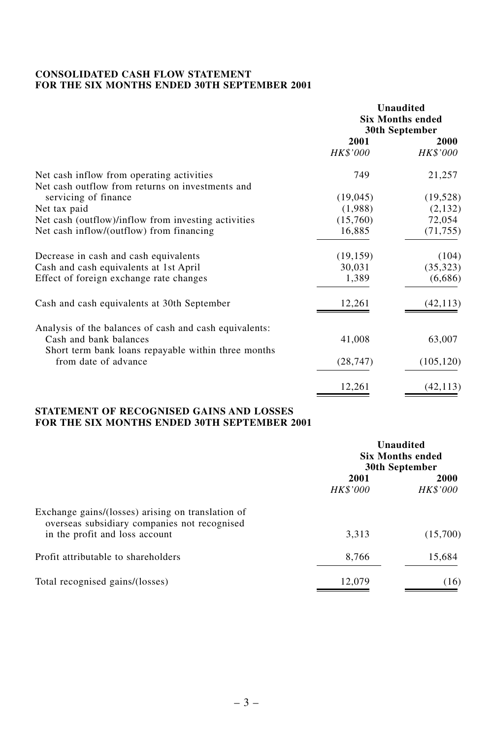**CONSOLIDATED CASH FLOW STATEMENT**
**FOR THE SIX MONTHS ENDED 30TH SEPTEMBER 2001**

| | Unaudited Six Months ended 30th September | |
|---|---|---|
| | **2001** | **2000** |
| | *HK$'000* | *HK$'000* |
| Net cash inflow from operating activities | 749 | 21,257 |
| Net cash outflow from returns on investments and servicing of finance | (19,045) | (19,528) |
| Net tax paid | (1,988) | (2,132) |
| Net cash (outflow)/inflow from investing activities | (15,760) | 72,054 |
| Net cash inflow/(outflow) from financing | 16,885 | (71,755) |
| Decrease in cash and cash equivalents | (19,159) | (104) |
| Cash and cash equivalents at 1st April | 30,031 | (35,323) |
| Effect of foreign exchange rate changes | 1,389 | (6,686) |
| Cash and cash equivalents at 30th September | 12,261 | (42,113) |
| Analysis of the balances of cash and cash equivalents: | | |
| Cash and bank balances | 41,008 | 63,007 |
| Short term bank loans repayable within three months from date of advance | (28,747) | (105,120) |
| | 12,261 | (42,113) |

**STATEMENT OF RECOGNISED GAINS AND LOSSES**
**FOR THE SIX MONTHS ENDED 30TH SEPTEMBER 2001**

| | Unaudited Six Months ended 30th September | |
|---|---|---|
| | **2001** | **2000** |
| | *HK$'000* | *HK$'000* |
| Exchange gains/(losses) arising on translation of overseas subsidiary companies not recognised in the profit and loss account | 3,313 | (15,700) |
| Profit attributable to shareholders | 8,766 | 15,684 |
| Total recognised gains/(losses) | 12,079 | (16) |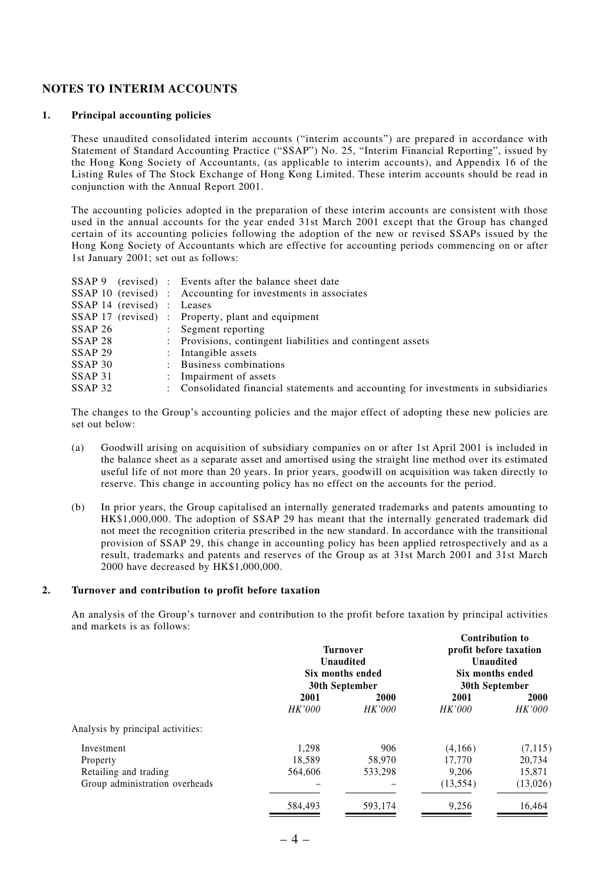## NOTES TO INTERIM ACCOUNTS

### 1. Principal accounting policies

These unaudited consolidated interim accounts ("interim accounts") are prepared in accordance with Statement of Standard Accounting Practice ("SSAP") No. 25, "Interim Financial Reporting", issued by the Hong Kong Society of Accountants, (as applicable to interim accounts), and Appendix 16 of the Listing Rules of The Stock Exchange of Hong Kong Limited. These interim accounts should be read in conjunction with the Annual Report 2001.

The accounting policies adopted in the preparation of these interim accounts are consistent with those used in the annual accounts for the year ended 31st March 2001 except that the Group has changed certain of its accounting policies following the adoption of the new or revised SSAPs issued by the Hong Kong Society of Accountants which are effective for accounting periods commencing on or after 1st January 2001; set out as follows:

| | | |
|---|---|---|
| SSAP 9 (revised) | : | Events after the balance sheet date |
| SSAP 10 (revised) | : | Accounting for investments in associates |
| SSAP 14 (revised) | : | Leases |
| SSAP 17 (revised) | : | Property, plant and equipment |
| SSAP 26 | : | Segment reporting |
| SSAP 28 | : | Provisions, contingent liabilities and contingent assets |
| SSAP 29 | : | Intangible assets |
| SSAP 30 | : | Business combinations |
| SSAP 31 | : | Impairment of assets |
| SSAP 32 | : | Consolidated financial statements and accounting for investments in subsidiaries |

The changes to the Group's accounting policies and the major effect of adopting these new policies are set out below:

(a) Goodwill arising on acquisition of subsidiary companies on or after 1st April 2001 is included in the balance sheet as a separate asset and amortised using the straight line method over its estimated useful life of not more than 20 years. In prior years, goodwill on acquisition was taken directly to reserve. This change in accounting policy has no effect on the accounts for the period.

(b) In prior years, the Group capitalised an internally generated trademarks and patents amounting to HK$1,000,000. The adoption of SSAP 29 has meant that the internally generated trademark did not meet the recognition criteria prescribed in the new standard. In accordance with the transitional provision of SSAP 29, this change in accounting policy has been applied retrospectively and as a result, trademarks and patents and reserves of the Group as at 31st March 2001 and 31st March 2000 have decreased by HK$1,000,000.

### 2. Turnover and contribution to profit before taxation

An analysis of the Group's turnover and contribution to the profit before taxation by principal activities and markets is as follows:

| | Turnover Unaudited Six months ended 30th September | | Contribution to profit before taxation Unaudited Six months ended 30th September | |
|---|---|---|---|---|
| | 2001 | 2000 | 2001 | 2000 |
| | *HK'000* | *HK'000* | *HK'000* | *HK'000* |
| Analysis by principal activities: | | | | |
| Investment | 1,298 | 906 | (4,166) | (7,115) |
| Property | 18,589 | 58,970 | 17,770 | 20,734 |
| Retailing and trading | 564,606 | 533,298 | 9,206 | 15,871 |
| Group administration overheads | – | – | (13,554) | (13,026) |
| | 584,493 | 593,174 | 9,256 | 16,464 |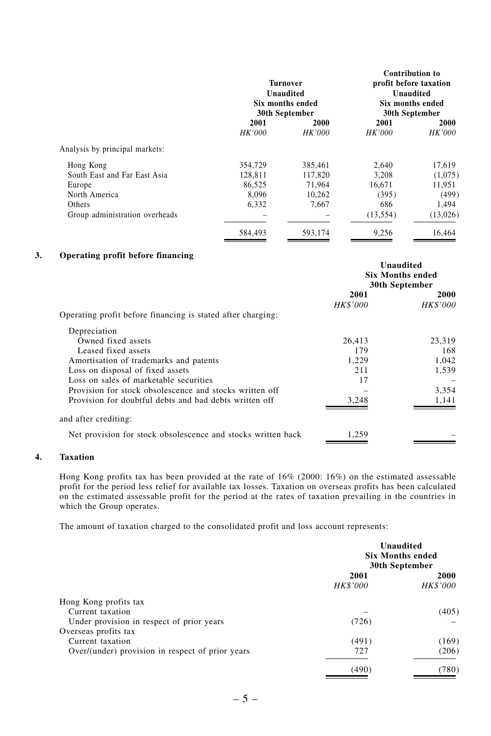| | Turnover Unaudited Six months ended 30th September | | Contribution to profit before taxation Unaudited Six months ended 30th September | |
|---|---|---|---|---|
| | 2001 | 2000 | 2001 | 2000 |
| | *HK'000* | *HK'000* | *HK'000* | *HK'000* |
| Analysis by principal markets: | | | | |
| Hong Kong | 354,729 | 385,461 | 2,640 | 17,619 |
| South East and Far East Asia | 128,811 | 117,820 | 3,208 | (1,075) |
| Europe | 86,525 | 71,964 | 16,671 | 11,951 |
| North America | 8,096 | 10,262 | (395) | (499) |
| Others | 6,332 | 7,667 | 686 | 1,494 |
| Group administration overheads | – | – | (13,554) | (13,026) |
| | 584,493 | 593,174 | 9,256 | 16,464 |

## 3. Operating profit before financing

| | Unaudited Six Months ended 30th September | |
|---|---|---|
| | 2001 | 2000 |
| | *HK$'000* | *HK$'000* |
| Operating profit before financing is stated after charging: | | |
| Depreciation | | |
| Owned fixed assets | 26,413 | 23,319 |
| Leased fixed assets | 179 | 168 |
| Amortisation of trademarks and patents | 1,229 | 1,042 |
| Loss on disposal of fixed assets | 211 | 1,539 |
| Loss on sales of marketable securities | 17 | – |
| Provision for stock obsolescence and stocks written off | – | 3,354 |
| Provision for doubtful debts and bad debts written off | 3,248 | 1,141 |
| and after crediting: | | |
| Net provision for stock obsolescence and stocks written back | 1,259 | – |

## 4. Taxation

Hong Kong profits tax has been provided at the rate of 16% (2000: 16%) on the estimated assessable profit for the period less relief for available tax losses. Taxation on overseas profits has been calculated on the estimated assessable profit for the period at the rates of taxation prevailing in the countries in which the Group operates.

The amount of taxation charged to the consolidated profit and loss account represents:

| | Unaudited Six Months ended 30th September | |
|---|---|---|
| | 2001 | 2000 |
| | *HK$'000* | *HK$'000* |
| Hong Kong profits tax | | |
| Current taxation | – | (405) |
| Under provision in respect of prior years | (726) | – |
| Overseas profits tax | | |
| Current taxation | (491) | (169) |
| Over/(under) provision in respect of prior years | 727 | (206) |
| | (490) | (780) |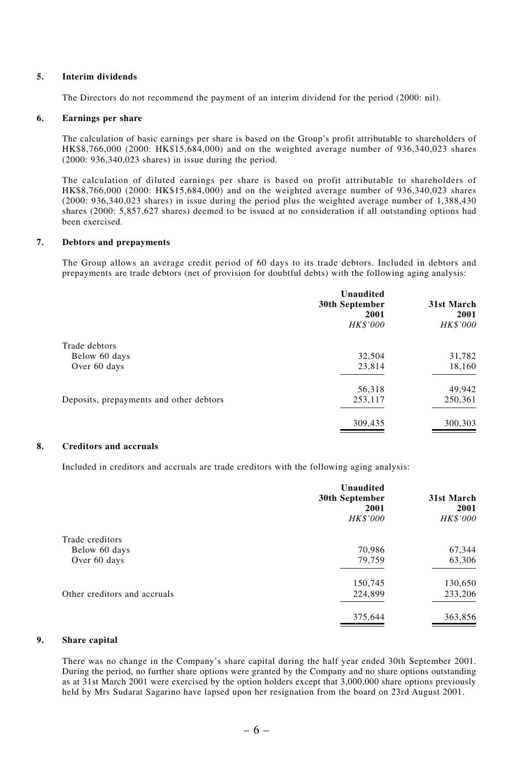### 5. Interim dividends

The Directors do not recommend the payment of an interim dividend for the period (2000: nil).

### 6. Earnings per share

The calculation of basic earnings per share is based on the Group's profit attributable to shareholders of HK$8,766,000 (2000: HK$15,684,000) and on the weighted average number of 936,340,023 shares (2000: 936,340,023 shares) in issue during the period.

The calculation of diluted earnings per share is based on profit attributable to shareholders of HK$8,766,000 (2000: HK$15,684,000) and on the weighted average number of 936,340,023 shares (2000: 936,340,023 shares) in issue during the period plus the weighted average number of 1,388,430 shares (2000: 5,857,627 shares) deemed to be issued at no consideration if all outstanding options had been exercised.

### 7. Debtors and prepayments

The Group allows an average credit period of 60 days to its trade debtors. Included in debtors and prepayments are trade debtors (net of provision for doubtful debts) with the following aging analysis:

| | Unaudited 30th September 2001 *HK$'000* | 31st March 2001 *HK$'000* |
|---|---|---|
| Trade debtors | | |
| Below 60 days | 32,504 | 31,782 |
| Over 60 days | 23,814 | 18,160 |
| | 56,318 | 49,942 |
| Deposits, prepayments and other debtors | 253,117 | 250,361 |
| | 309,435 | 300,303 |

### 8. Creditors and accruals

Included in creditors and accruals are trade creditors with the following aging analysis:

| | Unaudited 30th September 2001 *HK$'000* | 31st March 2001 *HK$'000* |
|---|---|---|
| Trade creditors | | |
| Below 60 days | 70,986 | 67,344 |
| Over 60 days | 79,759 | 63,306 |
| | 150,745 | 130,650 |
| Other creditors and accruals | 224,899 | 233,206 |
| | 375,644 | 363,856 |

### 9. Share capital

There was no change in the Company's share capital during the half year ended 30th September 2001. During the period, no further share options were granted by the Company and no share options outstanding as at 31st March 2001 were exercised by the option holders except that 3,000,000 share options previously held by Mrs Sudarat Sagarino have lapsed upon her resignation from the board on 23rd August 2001.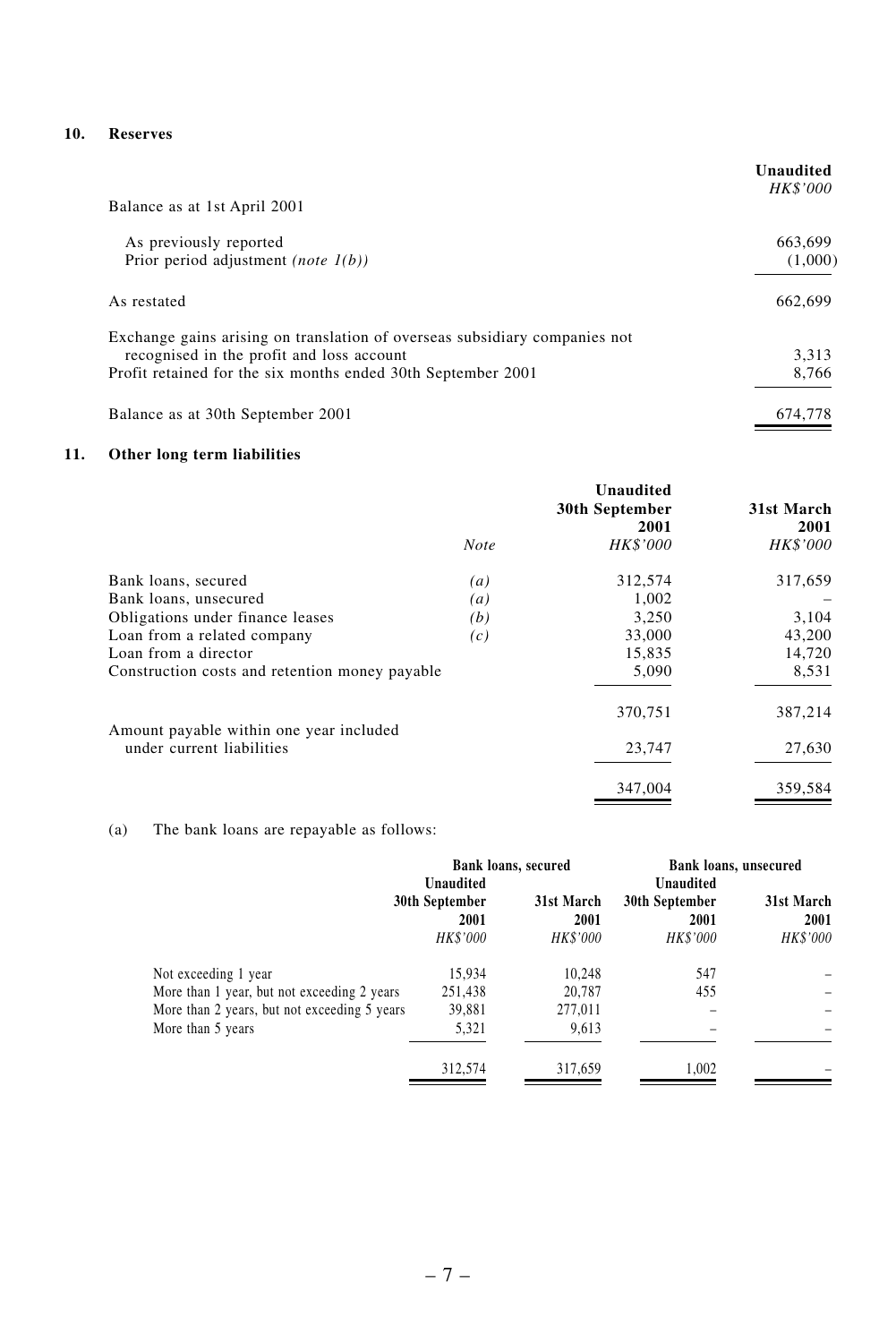## 10. Reserves

| | Unaudited HK$'000 |
|---|---|
| Balance as at 1st April 2001 | |
| As previously reported | 663,699 |
| Prior period adjustment *(note 1(b))* | (1,000) |
| As restated | 662,699 |
| Exchange gains arising on translation of overseas subsidiary companies not recognised in the profit and loss account | 3,313 |
| Profit retained for the six months ended 30th September 2001 | 8,766 |
| Balance as at 30th September 2001 | 674,778 |

## 11. Other long term liabilities

| | Note | Unaudited 30th September 2001 HK$'000 | 31st March 2001 HK$'000 |
|---|---|---|---|
| Bank loans, secured | *(a)* | 312,574 | 317,659 |
| Bank loans, unsecured | *(a)* | 1,002 | – |
| Obligations under finance leases | *(b)* | 3,250 | 3,104 |
| Loan from a related company | *(c)* | 33,000 | 43,200 |
| Loan from a director | | 15,835 | 14,720 |
| Construction costs and retention money payable | | 5,090 | 8,531 |
| | | 370,751 | 387,214 |
| Amount payable within one year included under current liabilities | | 23,747 | 27,630 |
| | | 347,004 | 359,584 |

(a) The bank loans are repayable as follows:

| | Bank loans, secured | | Bank loans, unsecured | |
|---|---|---|---|---|
| | Unaudited 30th September 2001 HK$'000 | 31st March 2001 HK$'000 | Unaudited 30th September 2001 HK$'000 | 31st March 2001 HK$'000 |
| Not exceeding 1 year | 15,934 | 10,248 | 547 | – |
| More than 1 year, but not exceeding 2 years | 251,438 | 20,787 | 455 | – |
| More than 2 years, but not exceeding 5 years | 39,881 | 277,011 | – | – |
| More than 5 years | 5,321 | 9,613 | – | – |
| | 312,574 | 317,659 | 1,002 | – |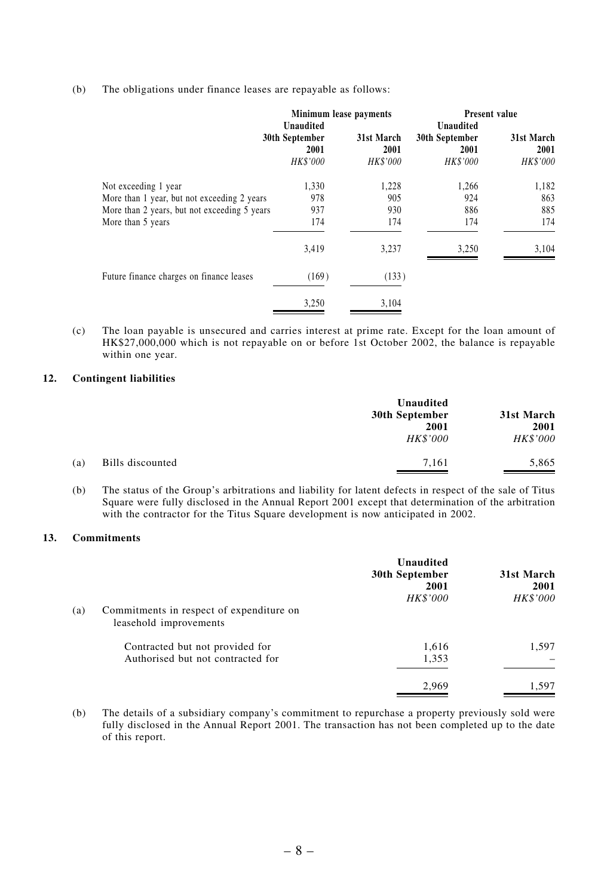(b) The obligations under finance leases are repayable as follows:

| | Minimum lease payments | | Present value | |
|---|---|---|---|---|
| | Unaudited 30th September 2001 | 31st March 2001 | Unaudited 30th September 2001 | 31st March 2001 |
| | *HK$'000* | *HK$'000* | *HK$'000* | *HK$'000* |
| Not exceeding 1 year | 1,330 | 1,228 | 1,266 | 1,182 |
| More than 1 year, but not exceeding 2 years | 978 | 905 | 924 | 863 |
| More than 2 years, but not exceeding 5 years | 937 | 930 | 886 | 885 |
| More than 5 years | 174 | 174 | 174 | 174 |
| | 3,419 | 3,237 | 3,250 | 3,104 |
| Future finance charges on finance leases | (169) | (133) | | |
| | 3,250 | 3,104 | | |

(c) The loan payable is unsecured and carries interest at prime rate. Except for the loan amount of HK$27,000,000 which is not repayable on or before 1st October 2002, the balance is repayable within one year.

## 12. Contingent liabilities

| | Unaudited 30th September 2001 | 31st March 2001 |
|---|---|---|
| | *HK$'000* | *HK$'000* |
| (a) Bills discounted | 7,161 | 5,865 |

(b) The status of the Group's arbitrations and liability for latent defects in respect of the sale of Titus Square were fully disclosed in the Annual Report 2001 except that determination of the arbitration with the contractor for the Titus Square development is now anticipated in 2002.

## 13. Commitments

| | Unaudited 30th September 2001 | 31st March 2001 |
|---|---|---|
| | *HK$'000* | *HK$'000* |
| (a) Commitments in respect of expenditure on leasehold improvements | | |
| Contracted but not provided for | 1,616 | 1,597 |
| Authorised but not contracted for | 1,353 | – |
| | 2,969 | 1,597 |

(b) The details of a subsidiary company's commitment to repurchase a property previously sold were fully disclosed in the Annual Report 2001. The transaction has not been completed up to the date of this report.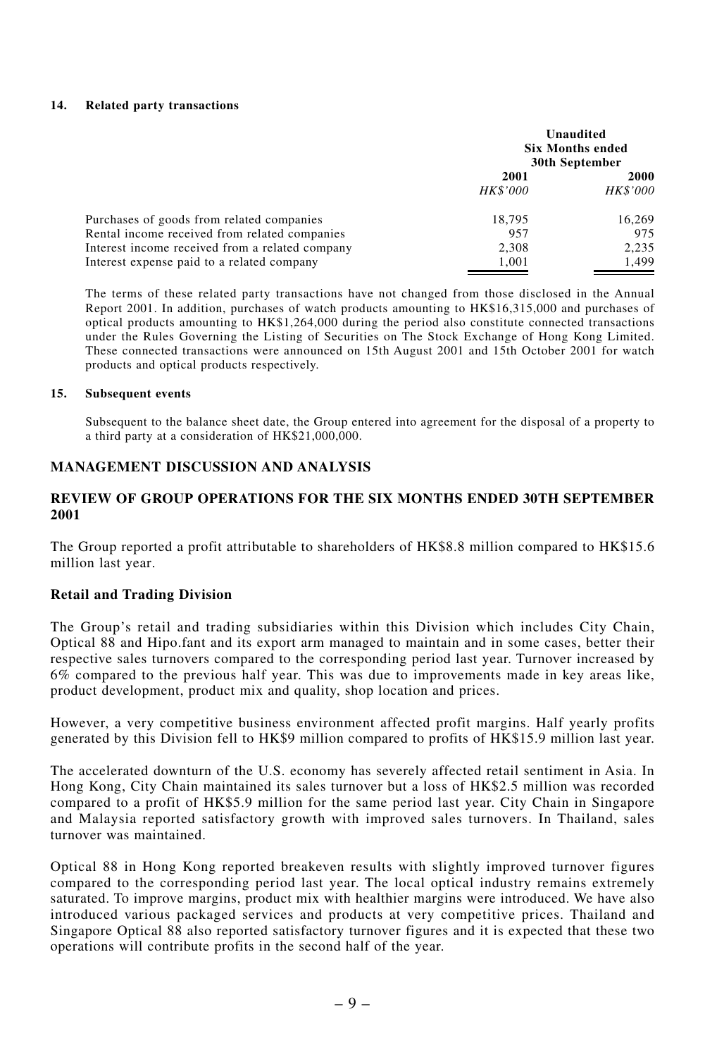**14. Related party transactions**

| | Unaudited Six Months ended 30th September | |
|---|---|---|
| | 2001 | 2000 |
| | *HK$'000* | *HK$'000* |
| Purchases of goods from related companies | 18,795 | 16,269 |
| Rental income received from related companies | 957 | 975 |
| Interest income received from a related company | 2,308 | 2,235 |
| Interest expense paid to a related company | 1,001 | 1,499 |

The terms of these related party transactions have not changed from those disclosed in the Annual Report 2001. In addition, purchases of watch products amounting to HK$16,315,000 and purchases of optical products amounting to HK$1,264,000 during the period also constitute connected transactions under the Rules Governing the Listing of Securities on The Stock Exchange of Hong Kong Limited. These connected transactions were announced on 15th August 2001 and 15th October 2001 for watch products and optical products respectively.

**15. Subsequent events**

Subsequent to the balance sheet date, the Group entered into agreement for the disposal of a property to a third party at a consideration of HK$21,000,000.

## MANAGEMENT DISCUSSION AND ANALYSIS

## REVIEW OF GROUP OPERATIONS FOR THE SIX MONTHS ENDED 30TH SEPTEMBER 2001

The Group reported a profit attributable to shareholders of HK$8.8 million compared to HK$15.6 million last year.

### Retail and Trading Division

The Group's retail and trading subsidiaries within this Division which includes City Chain, Optical 88 and Hipo.fant and its export arm managed to maintain and in some cases, better their respective sales turnovers compared to the corresponding period last year. Turnover increased by 6% compared to the previous half year. This was due to improvements made in key areas like, product development, product mix and quality, shop location and prices.

However, a very competitive business environment affected profit margins. Half yearly profits generated by this Division fell to HK$9 million compared to profits of HK$15.9 million last year.

The accelerated downturn of the U.S. economy has severely affected retail sentiment in Asia. In Hong Kong, City Chain maintained its sales turnover but a loss of HK$2.5 million was recorded compared to a profit of HK$5.9 million for the same period last year. City Chain in Singapore and Malaysia reported satisfactory growth with improved sales turnovers. In Thailand, sales turnover was maintained.

Optical 88 in Hong Kong reported breakeven results with slightly improved turnover figures compared to the corresponding period last year. The local optical industry remains extremely saturated. To improve margins, product mix with healthier margins were introduced. We have also introduced various packaged services and products at very competitive prices. Thailand and Singapore Optical 88 also reported satisfactory turnover figures and it is expected that these two operations will contribute profits in the second half of the year.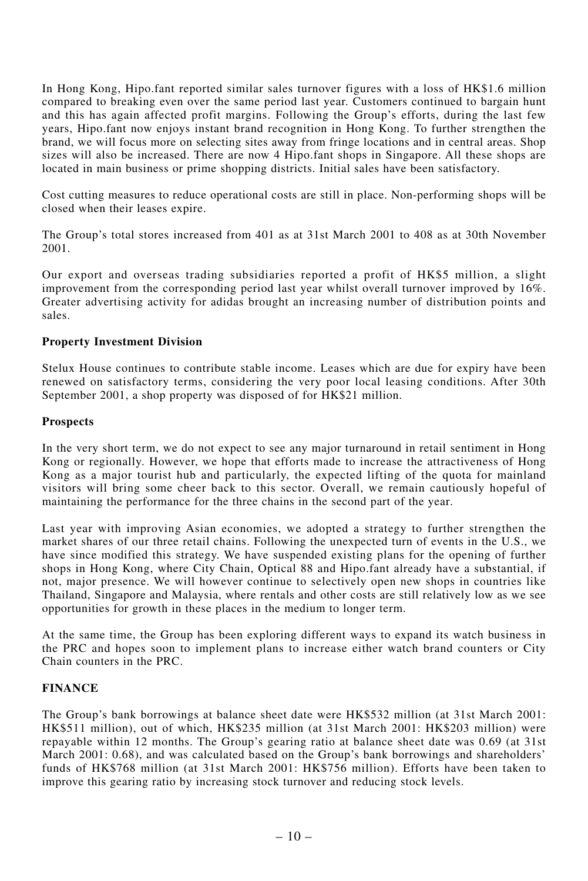In Hong Kong, Hipo.fant reported similar sales turnover figures with a loss of HK$1.6 million compared to breaking even over the same period last year. Customers continued to bargain hunt and this has again affected profit margins. Following the Group's efforts, during the last few years, Hipo.fant now enjoys instant brand recognition in Hong Kong. To further strengthen the brand, we will focus more on selecting sites away from fringe locations and in central areas. Shop sizes will also be increased. There are now 4 Hipo.fant shops in Singapore. All these shops are located in main business or prime shopping districts. Initial sales have been satisfactory.

Cost cutting measures to reduce operational costs are still in place. Non-performing shops will be closed when their leases expire.

The Group's total stores increased from 401 as at 31st March 2001 to 408 as at 30th November 2001.

Our export and overseas trading subsidiaries reported a profit of HK$5 million, a slight improvement from the corresponding period last year whilst overall turnover improved by 16%. Greater advertising activity for adidas brought an increasing number of distribution points and sales.

**Property Investment Division**

Stelux House continues to contribute stable income. Leases which are due for expiry have been renewed on satisfactory terms, considering the very poor local leasing conditions. After 30th September 2001, a shop property was disposed of for HK$21 million.

**Prospects**

In the very short term, we do not expect to see any major turnaround in retail sentiment in Hong Kong or regionally. However, we hope that efforts made to increase the attractiveness of Hong Kong as a major tourist hub and particularly, the expected lifting of the quota for mainland visitors will bring some cheer back to this sector. Overall, we remain cautiously hopeful of maintaining the performance for the three chains in the second part of the year.

Last year with improving Asian economies, we adopted a strategy to further strengthen the market shares of our three retail chains. Following the unexpected turn of events in the U.S., we have since modified this strategy. We have suspended existing plans for the opening of further shops in Hong Kong, where City Chain, Optical 88 and Hipo.fant already have a substantial, if not, major presence. We will however continue to selectively open new shops in countries like Thailand, Singapore and Malaysia, where rentals and other costs are still relatively low as we see opportunities for growth in these places in the medium to longer term.

At the same time, the Group has been exploring different ways to expand its watch business in the PRC and hopes soon to implement plans to increase either watch brand counters or City Chain counters in the PRC.

**FINANCE**

The Group's bank borrowings at balance sheet date were HK$532 million (at 31st March 2001: HK$511 million), out of which, HK$235 million (at 31st March 2001: HK$203 million) were repayable within 12 months. The Group's gearing ratio at balance sheet date was 0.69 (at 31st March 2001: 0.68), and was calculated based on the Group's bank borrowings and shareholders' funds of HK$768 million (at 31st March 2001: HK$756 million). Efforts have been taken to improve this gearing ratio by increasing stock turnover and reducing stock levels.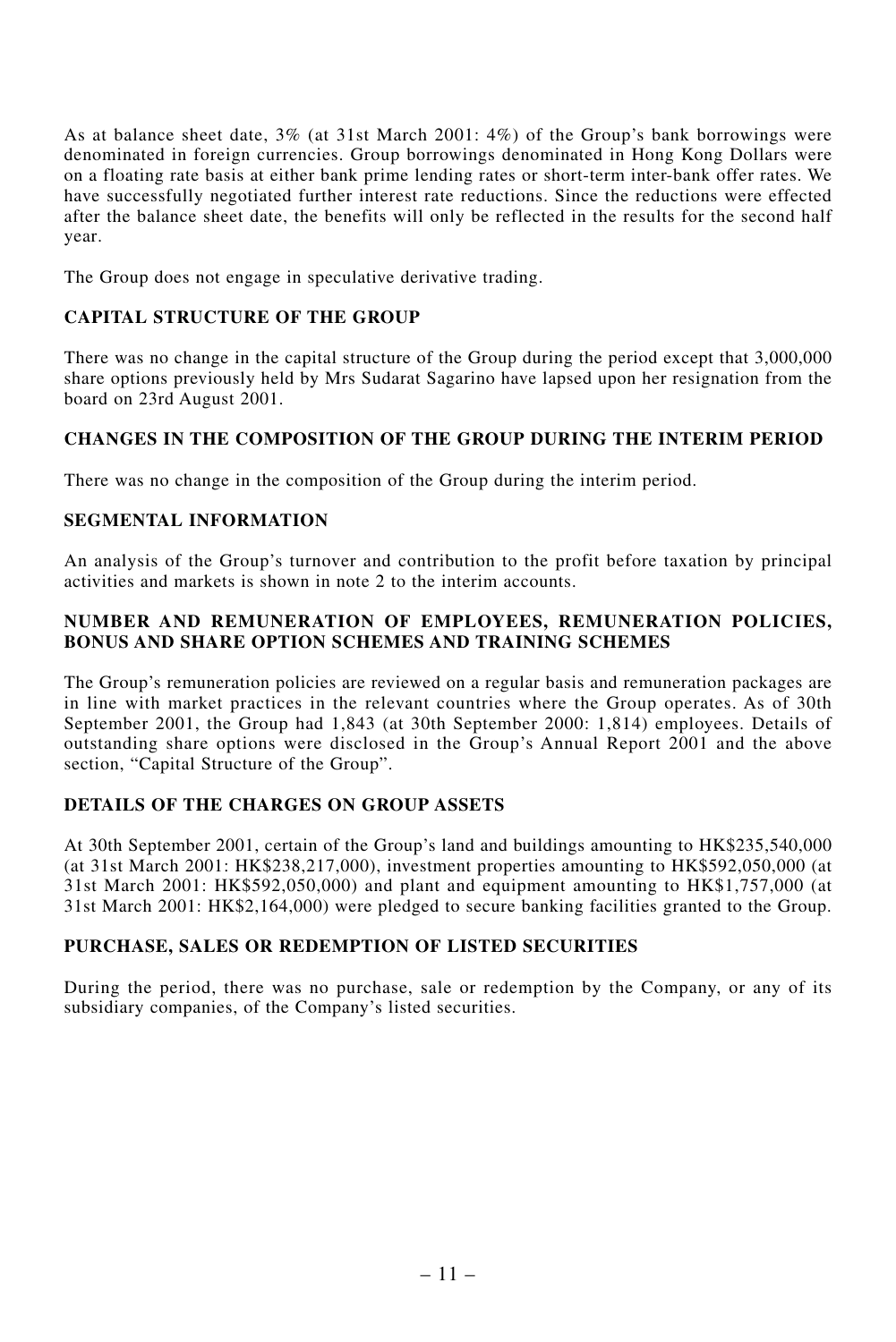As at balance sheet date, 3% (at 31st March 2001: 4%) of the Group's bank borrowings were denominated in foreign currencies. Group borrowings denominated in Hong Kong Dollars were on a floating rate basis at either bank prime lending rates or short-term inter-bank offer rates. We have successfully negotiated further interest rate reductions. Since the reductions were effected after the balance sheet date, the benefits will only be reflected in the results for the second half year.

The Group does not engage in speculative derivative trading.

## CAPITAL STRUCTURE OF THE GROUP

There was no change in the capital structure of the Group during the period except that 3,000,000 share options previously held by Mrs Sudarat Sagarino have lapsed upon her resignation from the board on 23rd August 2001.

## CHANGES IN THE COMPOSITION OF THE GROUP DURING THE INTERIM PERIOD

There was no change in the composition of the Group during the interim period.

## SEGMENTAL INFORMATION

An analysis of the Group's turnover and contribution to the profit before taxation by principal activities and markets is shown in note 2 to the interim accounts.

## NUMBER AND REMUNERATION OF EMPLOYEES, REMUNERATION POLICIES, BONUS AND SHARE OPTION SCHEMES AND TRAINING SCHEMES

The Group's remuneration policies are reviewed on a regular basis and remuneration packages are in line with market practices in the relevant countries where the Group operates. As of 30th September 2001, the Group had 1,843 (at 30th September 2000: 1,814) employees. Details of outstanding share options were disclosed in the Group's Annual Report 2001 and the above section, "Capital Structure of the Group".

## DETAILS OF THE CHARGES ON GROUP ASSETS

At 30th September 2001, certain of the Group's land and buildings amounting to HK$235,540,000 (at 31st March 2001: HK$238,217,000), investment properties amounting to HK$592,050,000 (at 31st March 2001: HK$592,050,000) and plant and equipment amounting to HK$1,757,000 (at 31st March 2001: HK$2,164,000) were pledged to secure banking facilities granted to the Group.

## PURCHASE, SALES OR REDEMPTION OF LISTED SECURITIES

During the period, there was no purchase, sale or redemption by the Company, or any of its subsidiary companies, of the Company's listed securities.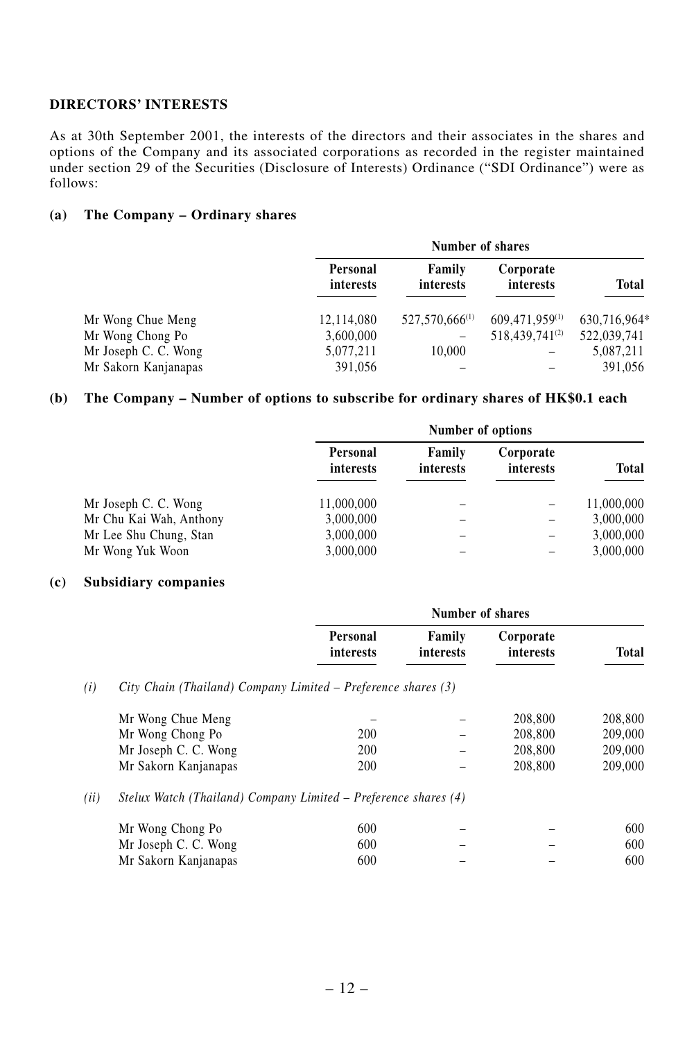**DIRECTORS' INTERESTS**

As at 30th September 2001, the interests of the directors and their associates in the shares and options of the Company and its associated corporations as recorded in the register maintained under section 29 of the Securities (Disclosure of Interests) Ordinance ("SDI Ordinance") were as follows:

**(a) The Company – Ordinary shares**

| | Number of shares | | | |
|---|---|---|---|---|
| | Personal interests | Family interests | Corporate interests | Total |
| Mr Wong Chue Meng | 12,114,080 | 527,570,666[(1)] | 609,471,959[(1)] | 630,716,964* |
| Mr Wong Chong Po | 3,600,000 | – | 518,439,741[(2)] | 522,039,741 |
| Mr Joseph C. C. Wong | 5,077,211 | 10,000 | – | 5,087,211 |
| Mr Sakorn Kanjanapas | 391,056 | – | – | 391,056 |

**(b) The Company – Number of options to subscribe for ordinary shares of HK$0.1 each**

| | Number of options | | | |
|---|---|---|---|---|
| | Personal interests | Family interests | Corporate interests | Total |
| Mr Joseph C. C. Wong | 11,000,000 | – | – | 11,000,000 |
| Mr Chu Kai Wah, Anthony | 3,000,000 | – | – | 3,000,000 |
| Mr Lee Shu Chung, Stan | 3,000,000 | – | – | 3,000,000 |
| Mr Wong Yuk Woon | 3,000,000 | – | – | 3,000,000 |

**(c) Subsidiary companies**

| | Number of shares | | | |
|---|---|---|---|---|
| | Personal interests | Family interests | Corporate interests | Total |
| *(i) City Chain (Thailand) Company Limited – Preference shares (3)* | | | | |
| Mr Wong Chue Meng | – | – | 208,800 | 208,800 |
| Mr Wong Chong Po | 200 | – | 208,800 | 209,000 |
| Mr Joseph C. C. Wong | 200 | – | 208,800 | 209,000 |
| Mr Sakorn Kanjanapas | 200 | – | 208,800 | 209,000 |
| *(ii) Stelux Watch (Thailand) Company Limited – Preference shares (4)* | | | | |
| Mr Wong Chong Po | 600 | – | – | 600 |
| Mr Joseph C. C. Wong | 600 | – | – | 600 |
| Mr Sakorn Kanjanapas | 600 | – | – | 600 |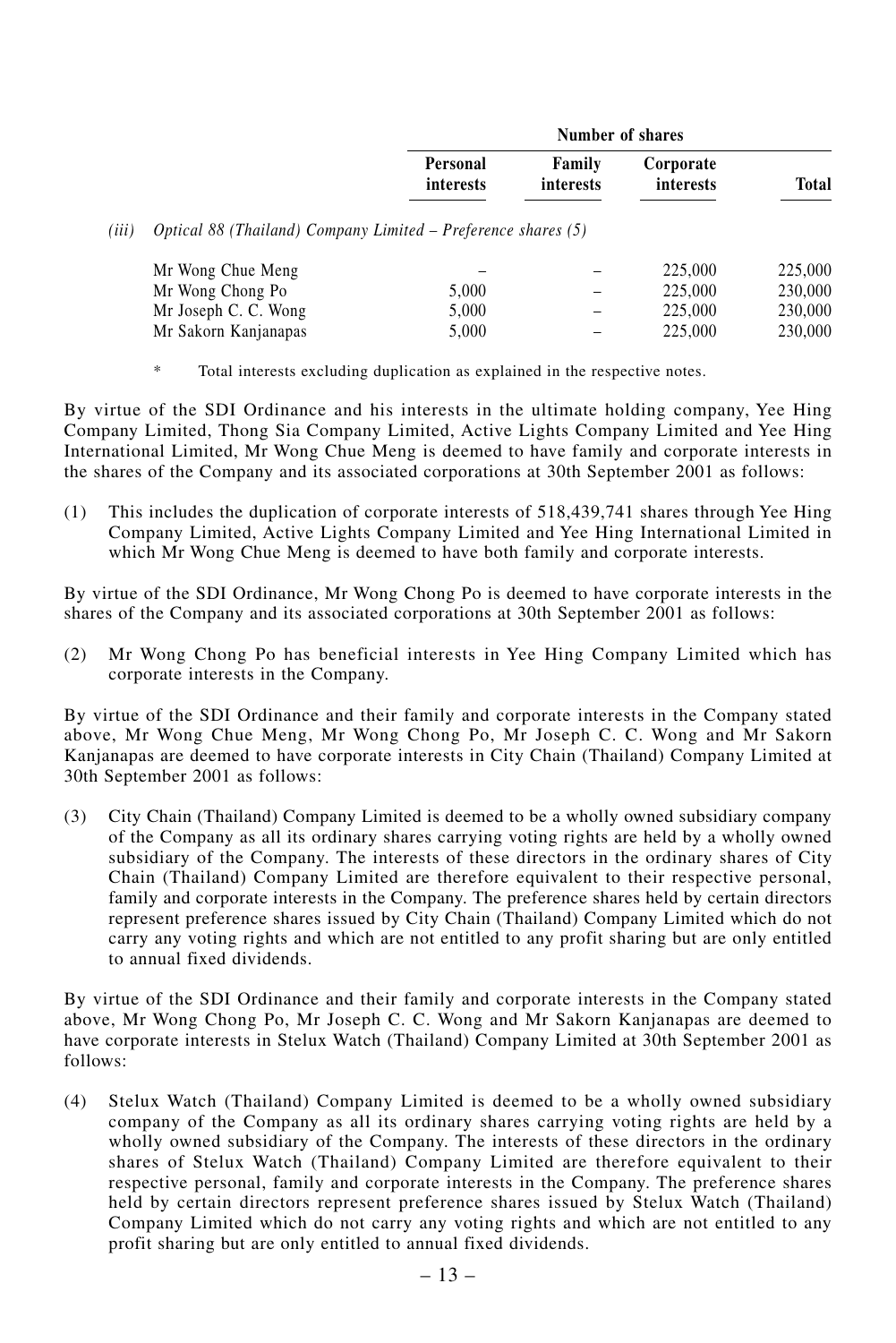| | Number of shares | | | |
|---|---|---|---|---|
| | Personal interests | Family interests | Corporate interests | Total |
| *(iii) Optical 88 (Thailand) Company Limited – Preference shares (5)* | | | | |
| Mr Wong Chue Meng | – | – | 225,000 | 225,000 |
| Mr Wong Chong Po | 5,000 | – | 225,000 | 230,000 |
| Mr Joseph C. C. Wong | 5,000 | – | 225,000 | 230,000 |
| Mr Sakorn Kanjanapas | 5,000 | – | 225,000 | 230,000 |

\* Total interests excluding duplication as explained in the respective notes.

By virtue of the SDI Ordinance and his interests in the ultimate holding company, Yee Hing Company Limited, Thong Sia Company Limited, Active Lights Company Limited and Yee Hing International Limited, Mr Wong Chue Meng is deemed to have family and corporate interests in the shares of the Company and its associated corporations at 30th September 2001 as follows:

(1) This includes the duplication of corporate interests of 518,439,741 shares through Yee Hing Company Limited, Active Lights Company Limited and Yee Hing International Limited in which Mr Wong Chue Meng is deemed to have both family and corporate interests.

By virtue of the SDI Ordinance, Mr Wong Chong Po is deemed to have corporate interests in the shares of the Company and its associated corporations at 30th September 2001 as follows:

(2) Mr Wong Chong Po has beneficial interests in Yee Hing Company Limited which has corporate interests in the Company.

By virtue of the SDI Ordinance and their family and corporate interests in the Company stated above, Mr Wong Chue Meng, Mr Wong Chong Po, Mr Joseph C. C. Wong and Mr Sakorn Kanjanapas are deemed to have corporate interests in City Chain (Thailand) Company Limited at 30th September 2001 as follows:

(3) City Chain (Thailand) Company Limited is deemed to be a wholly owned subsidiary company of the Company as all its ordinary shares carrying voting rights are held by a wholly owned subsidiary of the Company. The interests of these directors in the ordinary shares of City Chain (Thailand) Company Limited are therefore equivalent to their respective personal, family and corporate interests in the Company. The preference shares held by certain directors represent preference shares issued by City Chain (Thailand) Company Limited which do not carry any voting rights and which are not entitled to any profit sharing but are only entitled to annual fixed dividends.

By virtue of the SDI Ordinance and their family and corporate interests in the Company stated above, Mr Wong Chong Po, Mr Joseph C. C. Wong and Mr Sakorn Kanjanapas are deemed to have corporate interests in Stelux Watch (Thailand) Company Limited at 30th September 2001 as follows:

(4) Stelux Watch (Thailand) Company Limited is deemed to be a wholly owned subsidiary company of the Company as all its ordinary shares carrying voting rights are held by a wholly owned subsidiary of the Company. The interests of these directors in the ordinary shares of Stelux Watch (Thailand) Company Limited are therefore equivalent to their respective personal, family and corporate interests in the Company. The preference shares held by certain directors represent preference shares issued by Stelux Watch (Thailand) Company Limited which do not carry any voting rights and which are not entitled to any profit sharing but are only entitled to annual fixed dividends.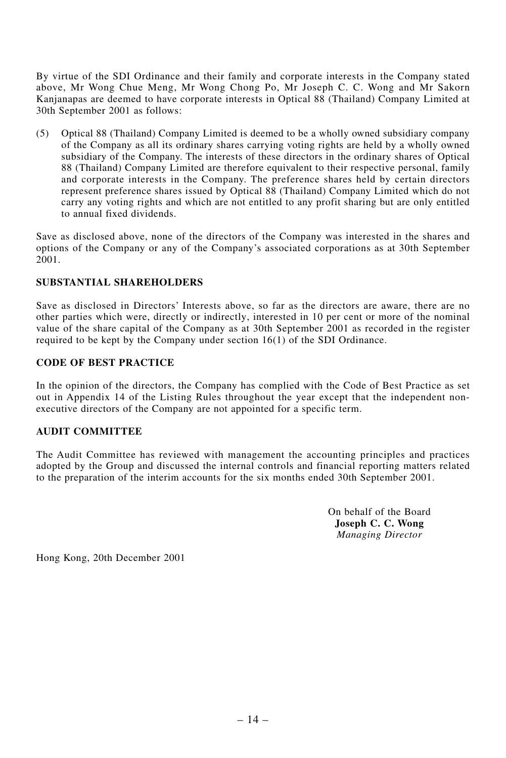By virtue of the SDI Ordinance and their family and corporate interests in the Company stated above, Mr Wong Chue Meng, Mr Wong Chong Po, Mr Joseph C. C. Wong and Mr Sakorn Kanjanapas are deemed to have corporate interests in Optical 88 (Thailand) Company Limited at 30th September 2001 as follows:

(5) Optical 88 (Thailand) Company Limited is deemed to be a wholly owned subsidiary company of the Company as all its ordinary shares carrying voting rights are held by a wholly owned subsidiary of the Company. The interests of these directors in the ordinary shares of Optical 88 (Thailand) Company Limited are therefore equivalent to their respective personal, family and corporate interests in the Company. The preference shares held by certain directors represent preference shares issued by Optical 88 (Thailand) Company Limited which do not carry any voting rights and which are not entitled to any profit sharing but are only entitled to annual fixed dividends.

Save as disclosed above, none of the directors of the Company was interested in the shares and options of the Company or any of the Company's associated corporations as at 30th September 2001.

## SUBSTANTIAL SHAREHOLDERS

Save as disclosed in Directors' Interests above, so far as the directors are aware, there are no other parties which were, directly or indirectly, interested in 10 per cent or more of the nominal value of the share capital of the Company as at 30th September 2001 as recorded in the register required to be kept by the Company under section 16(1) of the SDI Ordinance.

## CODE OF BEST PRACTICE

In the opinion of the directors, the Company has complied with the Code of Best Practice as set out in Appendix 14 of the Listing Rules throughout the year except that the independent non-executive directors of the Company are not appointed for a specific term.

## AUDIT COMMITTEE

The Audit Committee has reviewed with management the accounting principles and practices adopted by the Group and discussed the internal controls and financial reporting matters related to the preparation of the interim accounts for the six months ended 30th September 2001.

On behalf of the Board
**Joseph C. C. Wong**
*Managing Director*

Hong Kong, 20th December 2001